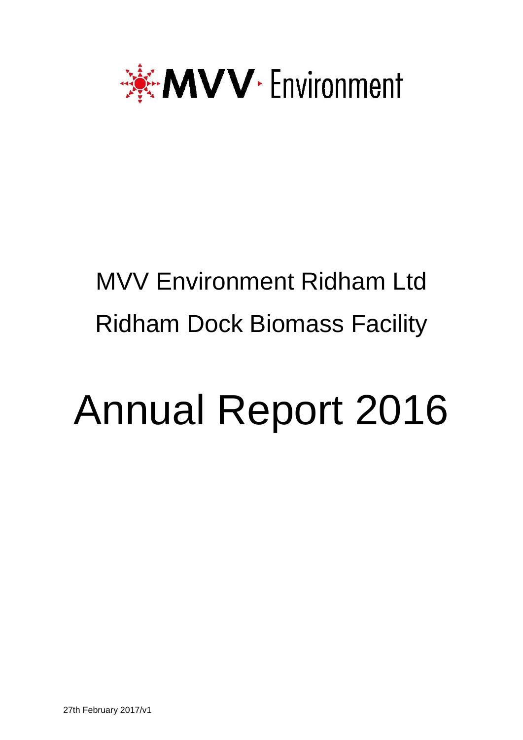MVV Environment

# MVV Environment Ridham Ltd

# Ridham Dock Biomass Facility

# Annual Report 2016

27th February 2017/v1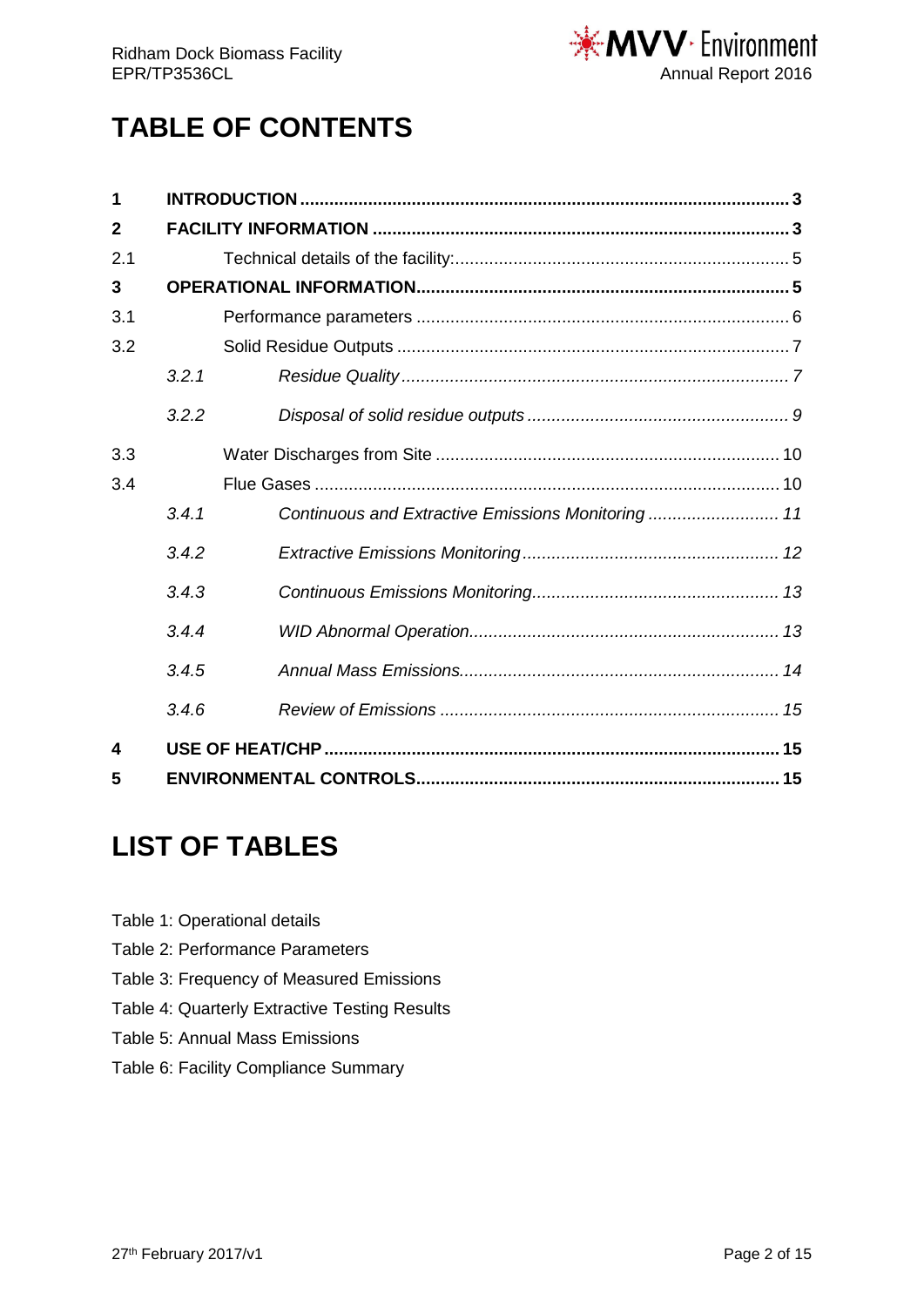# TABLE OF CONTENTS

| | | | |
|---|---|---|---|
| **1** | **INTRODUCTION** | | **3** |
| **2** | **FACILITY INFORMATION** | | **3** |
| 2.1 | Technical details of the facility: | | 5 |
| **3** | **OPERATIONAL INFORMATION** | | **5** |
| 3.1 | Performance parameters | | 6 |
| 3.2 | Solid Residue Outputs | | 7 |
| | *3.2.1* | *Residue Quality* | *7* |
| | *3.2.2* | *Disposal of solid residue outputs* | *9* |
| 3.3 | Water Discharges from Site | | 10 |
| 3.4 | Flue Gases | | 10 |
| | *3.4.1* | *Continuous and Extractive Emissions Monitoring* | *11* |
| | *3.4.2* | *Extractive Emissions Monitoring* | *12* |
| | *3.4.3* | *Continuous Emissions Monitoring* | *13* |
| | *3.4.4* | *WID Abnormal Operation* | *13* |
| | *3.4.5* | *Annual Mass Emissions* | *14* |
| | *3.4.6* | *Review of Emissions* | *15* |
| **4** | **USE OF HEAT/CHP** | | **15** |
| **5** | **ENVIRONMENTAL CONTROLS** | | **15** |

# LIST OF TABLES

Table 1: Operational details

Table 2: Performance Parameters

Table 3: Frequency of Measured Emissions

Table 4: Quarterly Extractive Testing Results

Table 5: Annual Mass Emissions

Table 6: Facility Compliance Summary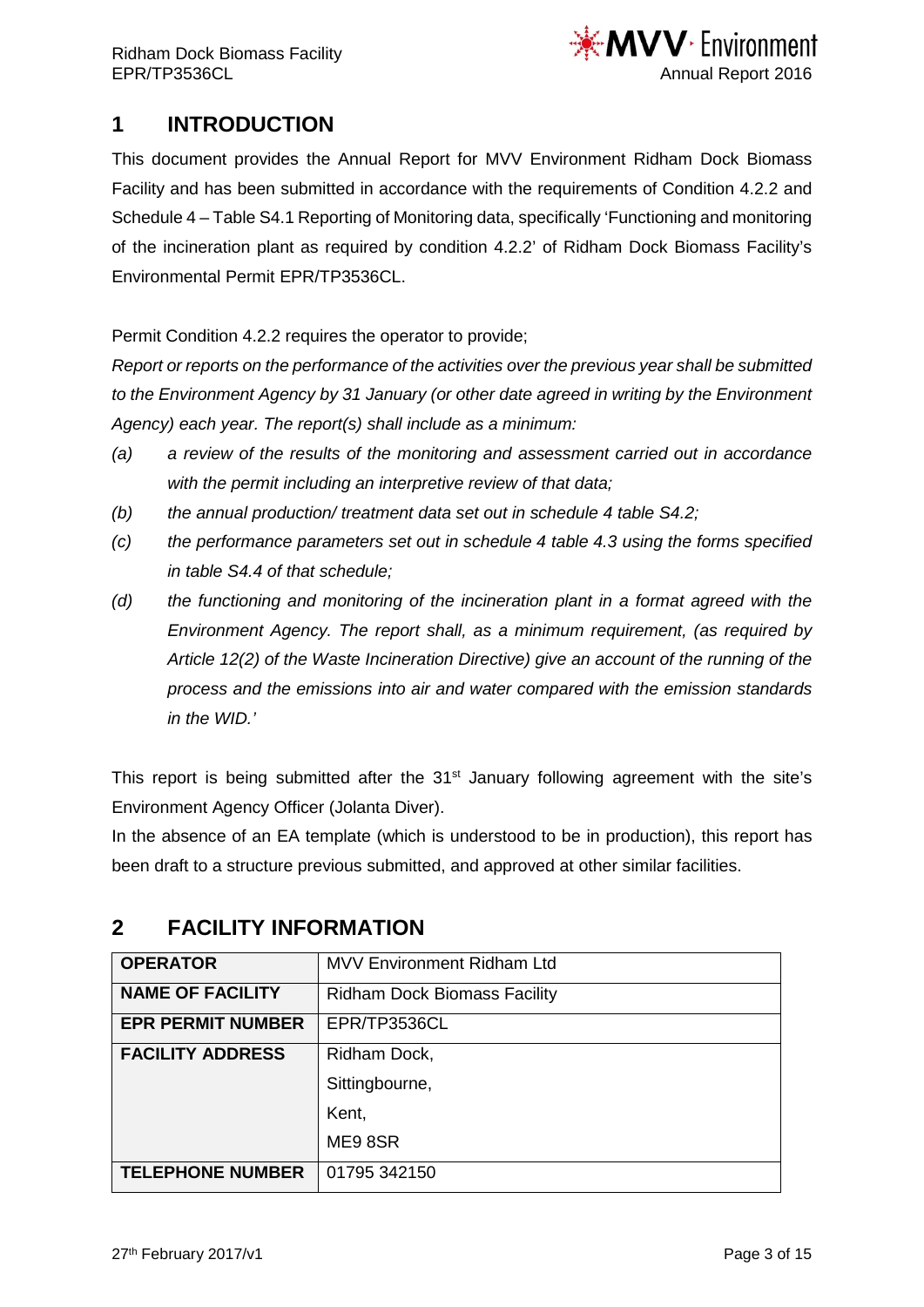# 1 INTRODUCTION

This document provides the Annual Report for MVV Environment Ridham Dock Biomass Facility and has been submitted in accordance with the requirements of Condition 4.2.2 and Schedule 4 – Table S4.1 Reporting of Monitoring data, specifically 'Functioning and monitoring of the incineration plant as required by condition 4.2.2' of Ridham Dock Biomass Facility's Environmental Permit EPR/TP3536CL.

Permit Condition 4.2.2 requires the operator to provide;

*Report or reports on the performance of the activities over the previous year shall be submitted to the Environment Agency by 31 January (or other date agreed in writing by the Environment Agency) each year. The report(s) shall include as a minimum:*

- *(a) a review of the results of the monitoring and assessment carried out in accordance with the permit including an interpretive review of that data;*
- *(b) the annual production/ treatment data set out in schedule 4 table S4.2;*
- *(c) the performance parameters set out in schedule 4 table 4.3 using the forms specified in table S4.4 of that schedule;*
- *(d) the functioning and monitoring of the incineration plant in a format agreed with the Environment Agency. The report shall, as a minimum requirement, (as required by Article 12(2) of the Waste Incineration Directive) give an account of the running of the process and the emissions into air and water compared with the emission standards in the WID.'*

This report is being submitted after the 31st January following agreement with the site's Environment Agency Officer (Jolanta Diver).

In the absence of an EA template (which is understood to be in production), this report has been draft to a structure previous submitted, and approved at other similar facilities.

# 2 FACILITY INFORMATION

| | |
|---|---|
| **OPERATOR** | MVV Environment Ridham Ltd |
| **NAME OF FACILITY** | Ridham Dock Biomass Facility |
| **EPR PERMIT NUMBER** | EPR/TP3536CL |
| **FACILITY ADDRESS** | Ridham Dock,<br>Sittingbourne,<br>Kent,<br>ME9 8SR |
| **TELEPHONE NUMBER** | 01795 342150 |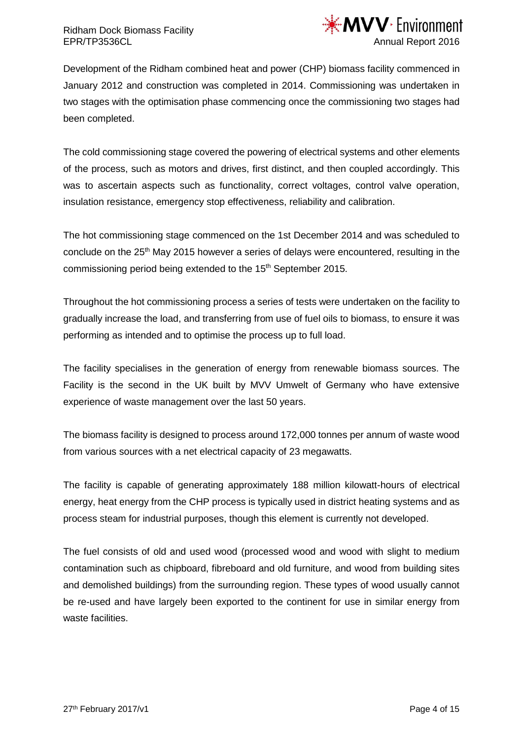Development of the Ridham combined heat and power (CHP) biomass facility commenced in January 2012 and construction was completed in 2014. Commissioning was undertaken in two stages with the optimisation phase commencing once the commissioning two stages had been completed.

The cold commissioning stage covered the powering of electrical systems and other elements of the process, such as motors and drives, first distinct, and then coupled accordingly. This was to ascertain aspects such as functionality, correct voltages, control valve operation, insulation resistance, emergency stop effectiveness, reliability and calibration.

The hot commissioning stage commenced on the 1st December 2014 and was scheduled to conclude on the 25th May 2015 however a series of delays were encountered, resulting in the commissioning period being extended to the 15th September 2015.

Throughout the hot commissioning process a series of tests were undertaken on the facility to gradually increase the load, and transferring from use of fuel oils to biomass, to ensure it was performing as intended and to optimise the process up to full load.

The facility specialises in the generation of energy from renewable biomass sources. The Facility is the second in the UK built by MVV Umwelt of Germany who have extensive experience of waste management over the last 50 years.

The biomass facility is designed to process around 172,000 tonnes per annum of waste wood from various sources with a net electrical capacity of 23 megawatts.

The facility is capable of generating approximately 188 million kilowatt-hours of electrical energy, heat energy from the CHP process is typically used in district heating systems and as process steam for industrial purposes, though this element is currently not developed.

The fuel consists of old and used wood (processed wood and wood with slight to medium contamination such as chipboard, fibreboard and old furniture, and wood from building sites and demolished buildings) from the surrounding region. These types of wood usually cannot be re-used and have largely been exported to the continent for use in similar energy from waste facilities.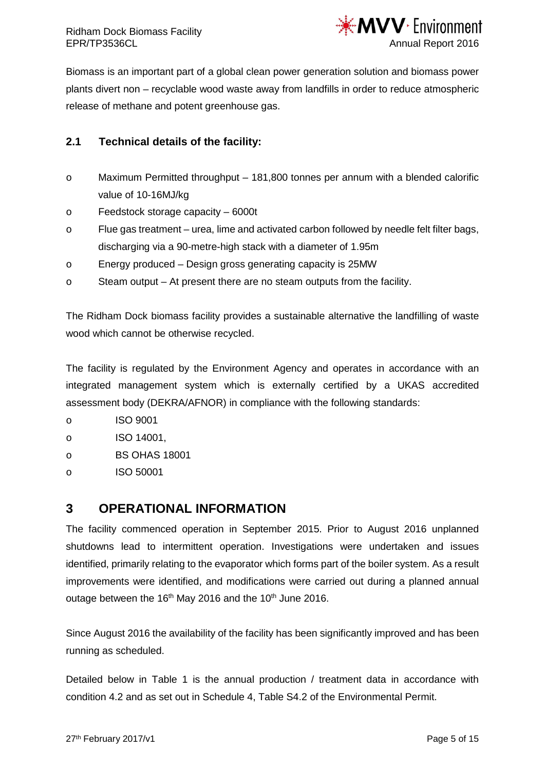Biomass is an important part of a global clean power generation solution and biomass power plants divert non – recyclable wood waste away from landfills in order to reduce atmospheric release of methane and potent greenhouse gas.

### 2.1 Technical details of the facility:

- Maximum Permitted throughput – 181,800 tonnes per annum with a blended calorific value of 10-16MJ/kg
- Feedstock storage capacity – 6000t
- Flue gas treatment – urea, lime and activated carbon followed by needle felt filter bags, discharging via a 90-metre-high stack with a diameter of 1.95m
- Energy produced – Design gross generating capacity is 25MW
- Steam output – At present there are no steam outputs from the facility.

The Ridham Dock biomass facility provides a sustainable alternative the landfilling of waste wood which cannot be otherwise recycled.

The facility is regulated by the Environment Agency and operates in accordance with an integrated management system which is externally certified by a UKAS accredited assessment body (DEKRA/AFNOR) in compliance with the following standards:

- ISO 9001
- ISO 14001,
- BS OHAS 18001
- ISO 50001

## 3 OPERATIONAL INFORMATION

The facility commenced operation in September 2015. Prior to August 2016 unplanned shutdowns lead to intermittent operation. Investigations were undertaken and issues identified, primarily relating to the evaporator which forms part of the boiler system. As a result improvements were identified, and modifications were carried out during a planned annual outage between the 16th May 2016 and the 10th June 2016.

Since August 2016 the availability of the facility has been significantly improved and has been running as scheduled.

Detailed below in Table 1 is the annual production / treatment data in accordance with condition 4.2 and as set out in Schedule 4, Table S4.2 of the Environmental Permit.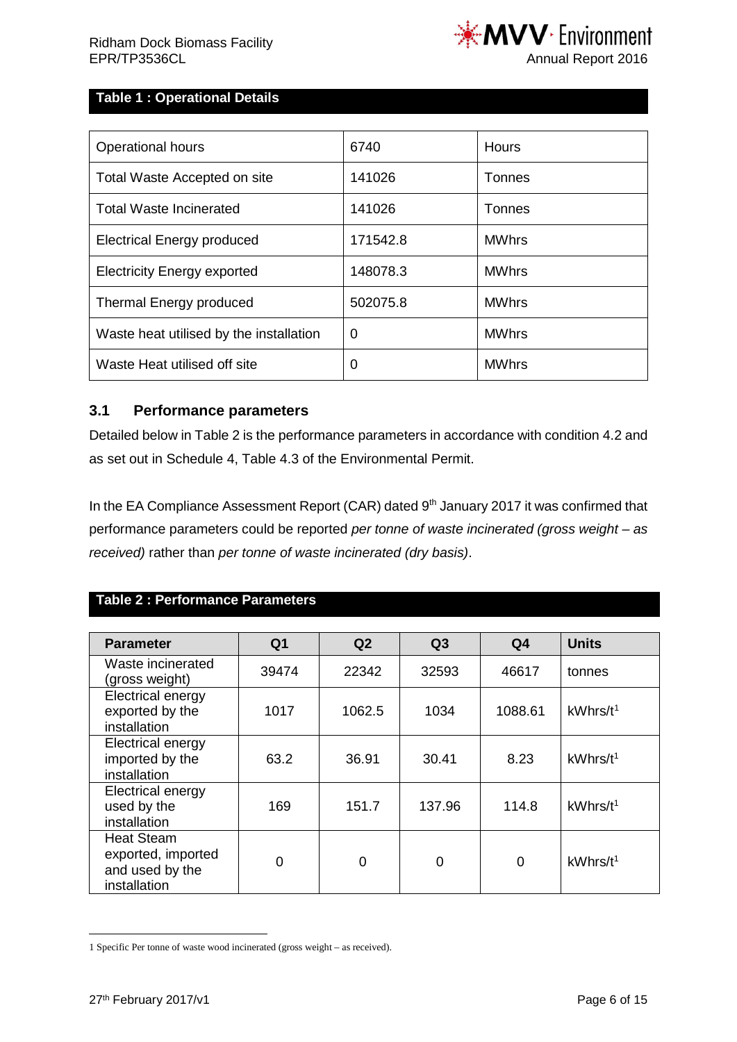**Table 1 : Operational Details**

| | | |
|---|---|---|
| Operational hours | 6740 | Hours |
| Total Waste Accepted on site | 141026 | Tonnes |
| Total Waste Incinerated | 141026 | Tonnes |
| Electrical Energy produced | 171542.8 | MWhrs |
| Electricity Energy exported | 148078.3 | MWhrs |
| Thermal Energy produced | 502075.8 | MWhrs |
| Waste heat utilised by the installation | 0 | MWhrs |
| Waste Heat utilised off site | 0 | MWhrs |

### 3.1 Performance parameters

Detailed below in Table 2 is the performance parameters in accordance with condition 4.2 and as set out in Schedule 4, Table 4.3 of the Environmental Permit.

In the EA Compliance Assessment Report (CAR) dated 9th January 2017 it was confirmed that performance parameters could be reported *per tonne of waste incinerated (gross weight – as received)* rather than *per tonne of waste incinerated (dry basis)*.

**Table 2 : Performance Parameters**

| Parameter | Q1 | Q2 | Q3 | Q4 | Units |
|---|---|---|---|---|---|
| Waste incinerated (gross weight) | 39474 | 22342 | 32593 | 46617 | tonnes |
| Electrical energy exported by the installation | 1017 | 1062.5 | 1034 | 1088.61 | kWhrs/t[1] |
| Electrical energy imported by the installation | 63.2 | 36.91 | 30.41 | 8.23 | kWhrs/t[1] |
| Electrical energy used by the installation | 169 | 151.7 | 137.96 | 114.8 | kWhrs/t[1] |
| Heat Steam exported, imported and used by the installation | 0 | 0 | 0 | 0 | kWhrs/t[1] |

1 Specific Per tonne of waste wood incinerated (gross weight – as received).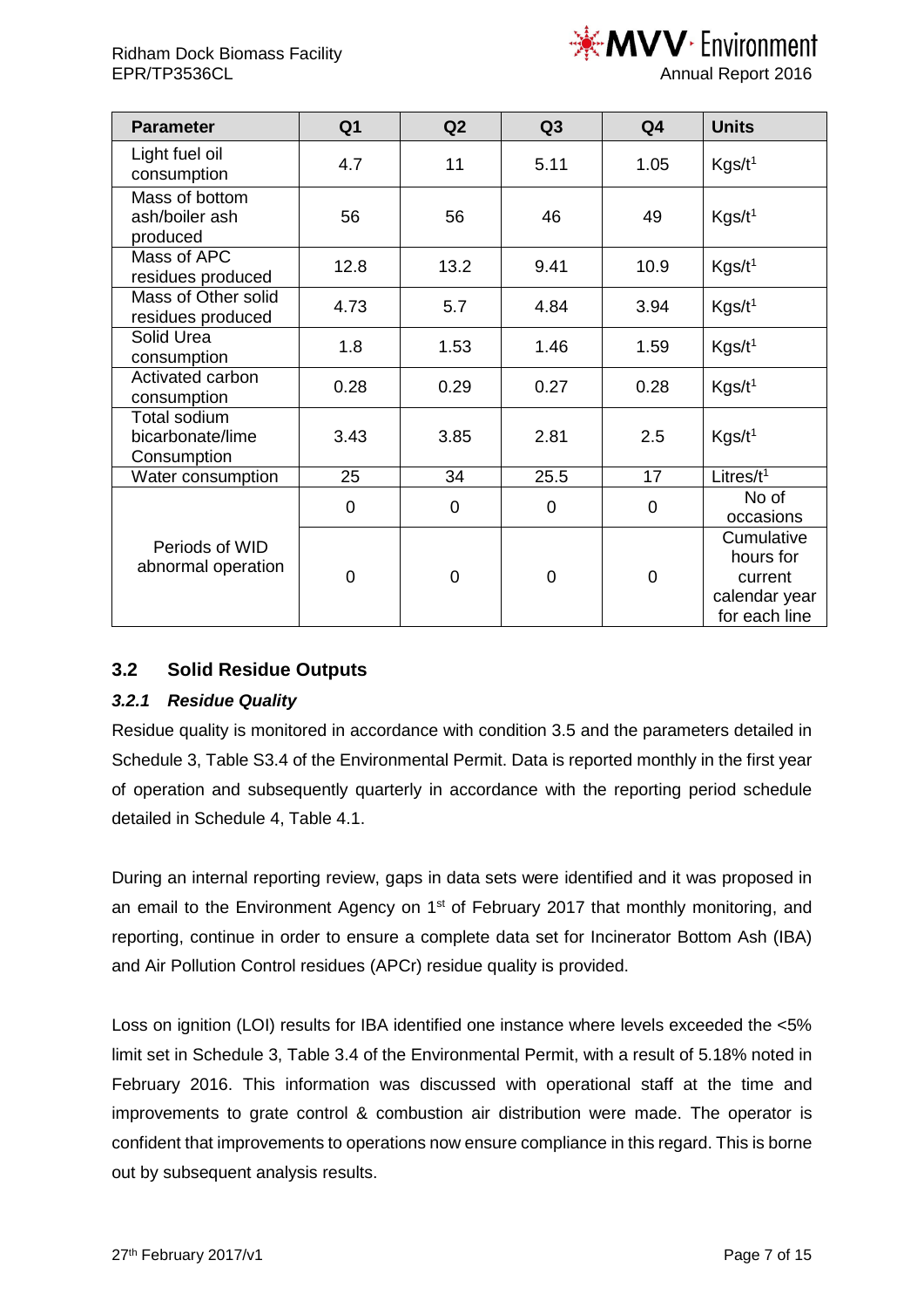| Parameter | Q1 | Q2 | Q3 | Q4 | Units |
|---|---|---|---|---|---|
| Light fuel oil consumption | 4.7 | 11 | 5.11 | 1.05 | Kgs/t[1] |
| Mass of bottom ash/boiler ash produced | 56 | 56 | 46 | 49 | Kgs/t[1] |
| Mass of APC residues produced | 12.8 | 13.2 | 9.41 | 10.9 | Kgs/t[1] |
| Mass of Other solid residues produced | 4.73 | 5.7 | 4.84 | 3.94 | Kgs/t[1] |
| Solid Urea consumption | 1.8 | 1.53 | 1.46 | 1.59 | Kgs/t[1] |
| Activated carbon consumption | 0.28 | 0.29 | 0.27 | 0.28 | Kgs/t[1] |
| Total sodium bicarbonate/lime Consumption | 3.43 | 3.85 | 2.81 | 2.5 | Kgs/t[1] |
| Water consumption | 25 | 34 | 25.5 | 17 | Litres/t[1] |
| Periods of WID abnormal operation | 0 | 0 | 0 | 0 | No of occasions |
| | 0 | 0 | 0 | 0 | Cumulative hours for current calendar year for each line |

## 3.2 Solid Residue Outputs

### *3.2.1 Residue Quality*

Residue quality is monitored in accordance with condition 3.5 and the parameters detailed in Schedule 3, Table S3.4 of the Environmental Permit. Data is reported monthly in the first year of operation and subsequently quarterly in accordance with the reporting period schedule detailed in Schedule 4, Table 4.1.

During an internal reporting review, gaps in data sets were identified and it was proposed in an email to the Environment Agency on 1st of February 2017 that monthly monitoring, and reporting, continue in order to ensure a complete data set for Incinerator Bottom Ash (IBA) and Air Pollution Control residues (APCr) residue quality is provided.

Loss on ignition (LOI) results for IBA identified one instance where levels exceeded the <5% limit set in Schedule 3, Table 3.4 of the Environmental Permit, with a result of 5.18% noted in February 2016. This information was discussed with operational staff at the time and improvements to grate control & combustion air distribution were made. The operator is confident that improvements to operations now ensure compliance in this regard. This is borne out by subsequent analysis results.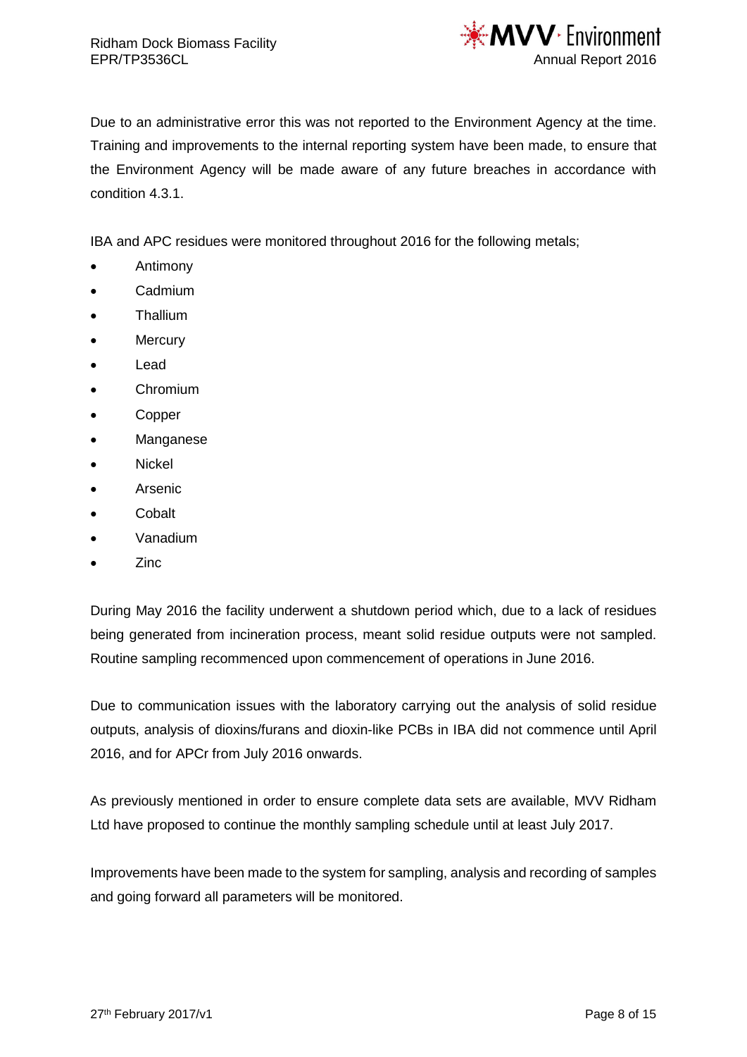Due to an administrative error this was not reported to the Environment Agency at the time. Training and improvements to the internal reporting system have been made, to ensure that the Environment Agency will be made aware of any future breaches in accordance with condition 4.3.1.

IBA and APC residues were monitored throughout 2016 for the following metals;

- Antimony
- Cadmium
- Thallium
- Mercury
- Lead
- Chromium
- Copper
- Manganese
- Nickel
- Arsenic
- Cobalt
- Vanadium
- Zinc

During May 2016 the facility underwent a shutdown period which, due to a lack of residues being generated from incineration process, meant solid residue outputs were not sampled. Routine sampling recommenced upon commencement of operations in June 2016.

Due to communication issues with the laboratory carrying out the analysis of solid residue outputs, analysis of dioxins/furans and dioxin-like PCBs in IBA did not commence until April 2016, and for APCr from July 2016 onwards.

As previously mentioned in order to ensure complete data sets are available, MVV Ridham Ltd have proposed to continue the monthly sampling schedule until at least July 2017.

Improvements have been made to the system for sampling, analysis and recording of samples and going forward all parameters will be monitored.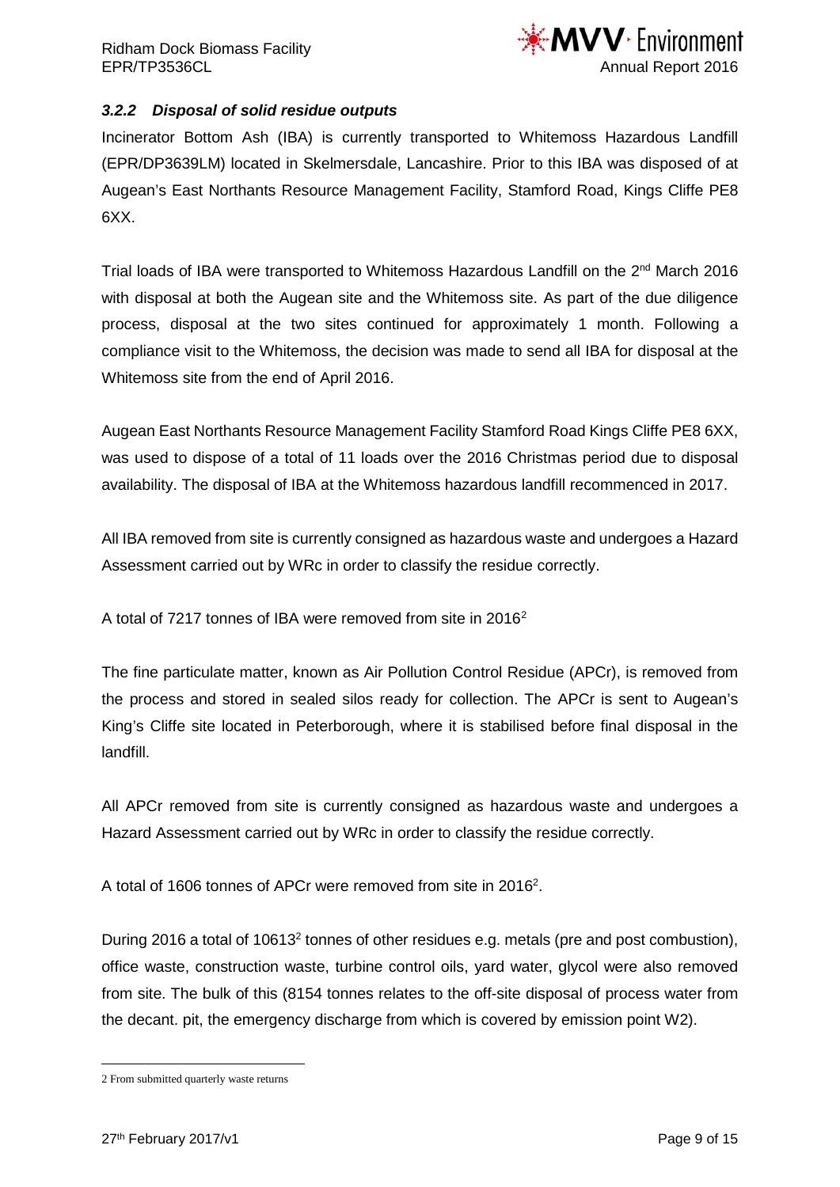### *3.2.2 Disposal of solid residue outputs*

Incinerator Bottom Ash (IBA) is currently transported to Whitemoss Hazardous Landfill (EPR/DP3639LM) located in Skelmersdale, Lancashire. Prior to this IBA was disposed of at Augean's East Northants Resource Management Facility, Stamford Road, Kings Cliffe PE8 6XX.

Trial loads of IBA were transported to Whitemoss Hazardous Landfill on the 2nd March 2016 with disposal at both the Augean site and the Whitemoss site. As part of the due diligence process, disposal at the two sites continued for approximately 1 month. Following a compliance visit to the Whitemoss, the decision was made to send all IBA for disposal at the Whitemoss site from the end of April 2016.

Augean East Northants Resource Management Facility Stamford Road Kings Cliffe PE8 6XX, was used to dispose of a total of 11 loads over the 2016 Christmas period due to disposal availability. The disposal of IBA at the Whitemoss hazardous landfill recommenced in 2017.

All IBA removed from site is currently consigned as hazardous waste and undergoes a Hazard Assessment carried out by WRc in order to classify the residue correctly.

A total of 7217 tonnes of IBA were removed from site in 2016[2]

The fine particulate matter, known as Air Pollution Control Residue (APCr), is removed from the process and stored in sealed silos ready for collection. The APCr is sent to Augean's King's Cliffe site located in Peterborough, where it is stabilised before final disposal in the landfill.

All APCr removed from site is currently consigned as hazardous waste and undergoes a Hazard Assessment carried out by WRc in order to classify the residue correctly.

A total of 1606 tonnes of APCr were removed from site in 2016[2].

During 2016 a total of 10613[2] tonnes of other residues e.g. metals (pre and post combustion), office waste, construction waste, turbine control oils, yard water, glycol were also removed from site. The bulk of this (8154 tonnes relates to the off-site disposal of process water from the decant. pit, the emergency discharge from which is covered by emission point W2).

---

2 From submitted quarterly waste returns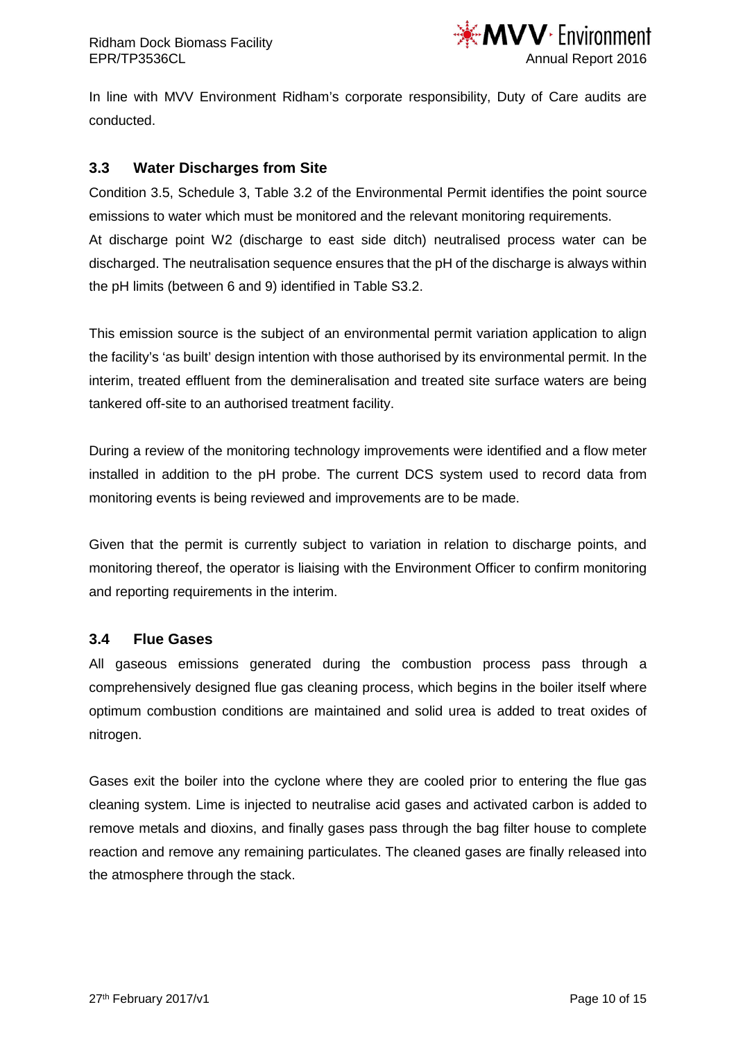In line with MVV Environment Ridham's corporate responsibility, Duty of Care audits are conducted.

### 3.3 Water Discharges from Site

Condition 3.5, Schedule 3, Table 3.2 of the Environmental Permit identifies the point source emissions to water which must be monitored and the relevant monitoring requirements.
At discharge point W2 (discharge to east side ditch) neutralised process water can be discharged. The neutralisation sequence ensures that the pH of the discharge is always within the pH limits (between 6 and 9) identified in Table S3.2.

This emission source is the subject of an environmental permit variation application to align the facility's 'as built' design intention with those authorised by its environmental permit. In the interim, treated effluent from the demineralisation and treated site surface waters are being tankered off-site to an authorised treatment facility.

During a review of the monitoring technology improvements were identified and a flow meter installed in addition to the pH probe. The current DCS system used to record data from monitoring events is being reviewed and improvements are to be made.

Given that the permit is currently subject to variation in relation to discharge points, and monitoring thereof, the operator is liaising with the Environment Officer to confirm monitoring and reporting requirements in the interim.

### 3.4 Flue Gases

All gaseous emissions generated during the combustion process pass through a comprehensively designed flue gas cleaning process, which begins in the boiler itself where optimum combustion conditions are maintained and solid urea is added to treat oxides of nitrogen.

Gases exit the boiler into the cyclone where they are cooled prior to entering the flue gas cleaning system. Lime is injected to neutralise acid gases and activated carbon is added to remove metals and dioxins, and finally gases pass through the bag filter house to complete reaction and remove any remaining particulates. The cleaned gases are finally released into the atmosphere through the stack.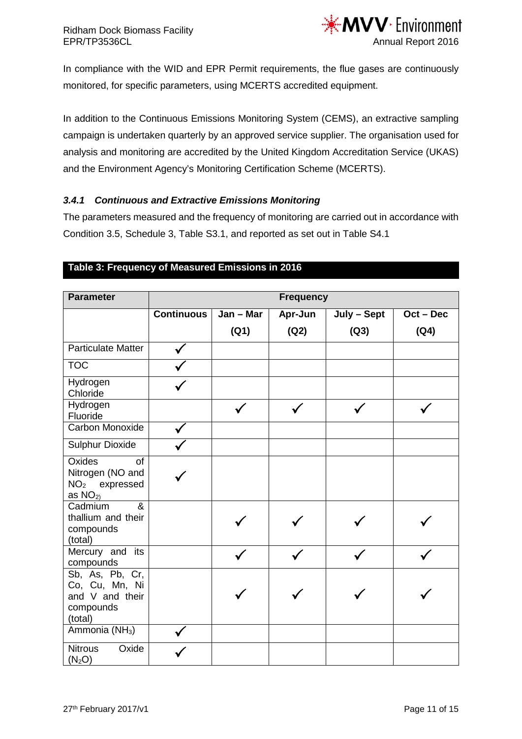In compliance with the WID and EPR Permit requirements, the flue gases are continuously monitored, for specific parameters, using MCERTS accredited equipment.

In addition to the Continuous Emissions Monitoring System (CEMS), an extractive sampling campaign is undertaken quarterly by an approved service supplier. The organisation used for analysis and monitoring are accredited by the United Kingdom Accreditation Service (UKAS) and the Environment Agency's Monitoring Certification Scheme (MCERTS).

### *3.4.1 Continuous and Extractive Emissions Monitoring*

The parameters measured and the frequency of monitoring are carried out in accordance with Condition 3.5, Schedule 3, Table S3.1, and reported as set out in Table S4.1

**Table 3: Frequency of Measured Emissions in 2016**

| Parameter | Frequency | | | | |
|---|---|---|---|---|---|
| | Continuous | Jan – Mar (Q1) | Apr-Jun (Q2) | July – Sept (Q3) | Oct – Dec (Q4) |
| Particulate Matter | ✓ | | | | |
| TOC | ✓ | | | | |
| Hydrogen Chloride | ✓ | | | | |
| Hydrogen Fluoride | | ✓ | ✓ | ✓ | ✓ |
| Carbon Monoxide | ✓ | | | | |
| Sulphur Dioxide | ✓ | | | | |
| Oxides of Nitrogen (NO and $NO_2$ expressed as $NO_2$) | ✓ | | | | |
| Cadmium & thallium and their compounds (total) | | ✓ | ✓ | ✓ | ✓ |
| Mercury and its compounds | | ✓ | ✓ | ✓ | ✓ |
| Sb, As, Pb, Cr, Co, Cu, Mn, Ni and V and their compounds (total) | | ✓ | ✓ | ✓ | ✓ |
| Ammonia ($NH_3$) | ✓ | | | | |
| Nitrous Oxide ($N_2O$) | ✓ | | | | |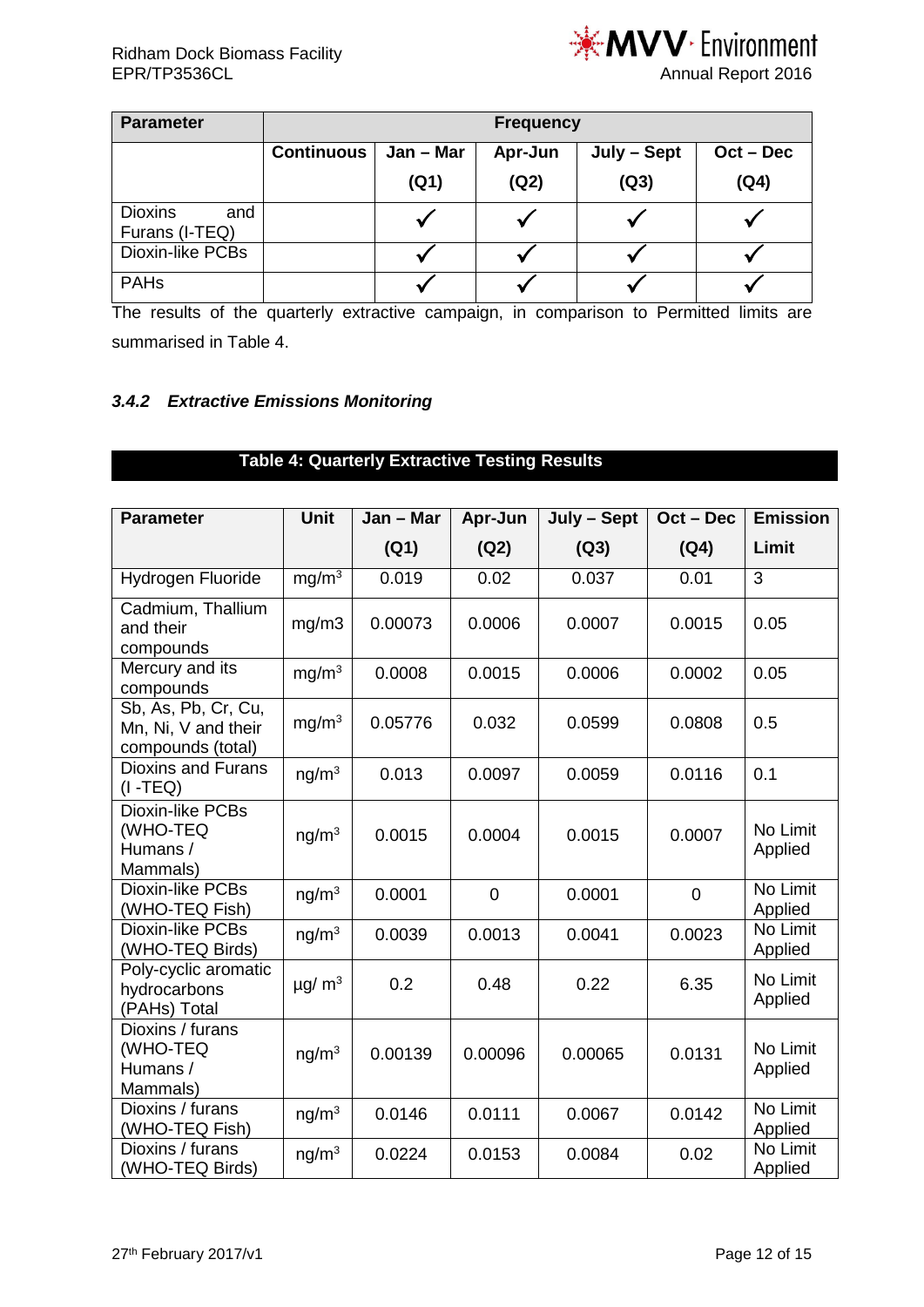| Parameter | Frequency | | | | |
|---|---|---|---|---|---|
| | Continuous | Jan – Mar (Q1) | Apr-Jun (Q2) | July – Sept (Q3) | Oct – Dec (Q4) |
| Dioxins and Furans (I-TEQ) | | ✓ | ✓ | ✓ | ✓ |
| Dioxin-like PCBs | | ✓ | ✓ | ✓ | ✓ |
| PAHs | | ✓ | ✓ | ✓ | ✓ |

The results of the quarterly extractive campaign, in comparison to Permitted limits are summarised in Table 4.

### *3.4.2 Extractive Emissions Monitoring*

**Table 4: Quarterly Extractive Testing Results**

| Parameter | Unit | Jan – Mar (Q1) | Apr-Jun (Q2) | July – Sept (Q3) | Oct – Dec (Q4) | Emission Limit |
|---|---|---|---|---|---|---|
| Hydrogen Fluoride | $mg/m^3$ | 0.019 | 0.02 | 0.037 | 0.01 | 3 |
| Cadmium, Thallium and their compounds | mg/m3 | 0.00073 | 0.0006 | 0.0007 | 0.0015 | 0.05 |
| Mercury and its compounds | $mg/m^3$ | 0.0008 | 0.0015 | 0.0006 | 0.0002 | 0.05 |
| Sb, As, Pb, Cr, Cu, Mn, Ni, V and their compounds (total) | $mg/m^3$ | 0.05776 | 0.032 | 0.0599 | 0.0808 | 0.5 |
| Dioxins and Furans (I -TEQ) | $ng/m^3$ | 0.013 | 0.0097 | 0.0059 | 0.0116 | 0.1 |
| Dioxin-like PCBs (WHO-TEQ Humans / Mammals) | $ng/m^3$ | 0.0015 | 0.0004 | 0.0015 | 0.0007 | No Limit Applied |
| Dioxin-like PCBs (WHO-TEQ Fish) | $ng/m^3$ | 0.0001 | 0 | 0.0001 | 0 | No Limit Applied |
| Dioxin-like PCBs (WHO-TEQ Birds) | $ng/m^3$ | 0.0039 | 0.0013 | 0.0041 | 0.0023 | No Limit Applied |
| Poly-cyclic aromatic hydrocarbons (PAHs) Total | $\mu g/m^3$ | 0.2 | 0.48 | 0.22 | 6.35 | No Limit Applied |
| Dioxins / furans (WHO-TEQ Humans / Mammals) | $ng/m^3$ | 0.00139 | 0.00096 | 0.00065 | 0.0131 | No Limit Applied |
| Dioxins / furans (WHO-TEQ Fish) | $ng/m^3$ | 0.0146 | 0.0111 | 0.0067 | 0.0142 | No Limit Applied |
| Dioxins / furans (WHO-TEQ Birds) | $ng/m^3$ | 0.0224 | 0.0153 | 0.0084 | 0.02 | No Limit Applied |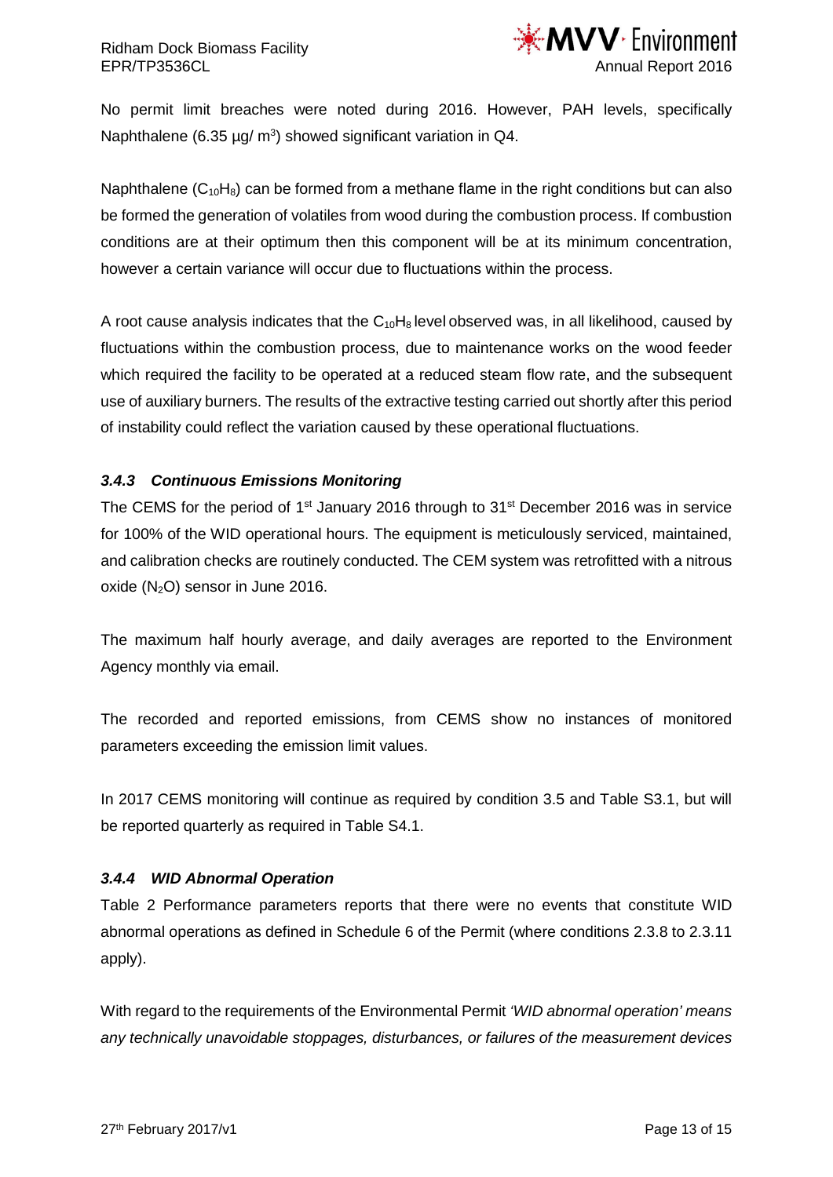No permit limit breaches were noted during 2016. However, PAH levels, specifically Naphthalene (6.35 µg/ m$^3$) showed significant variation in Q4.

Naphthalene ($C_{10}H_8$) can be formed from a methane flame in the right conditions but can also be formed the generation of volatiles from wood during the combustion process. If combustion conditions are at their optimum then this component will be at its minimum concentration, however a certain variance will occur due to fluctuations within the process.

A root cause analysis indicates that the $C_{10}H_8$ level observed was, in all likelihood, caused by fluctuations within the combustion process, due to maintenance works on the wood feeder which required the facility to be operated at a reduced steam flow rate, and the subsequent use of auxiliary burners. The results of the extractive testing carried out shortly after this period of instability could reflect the variation caused by these operational fluctuations.

### *3.4.3 Continuous Emissions Monitoring*

The CEMS for the period of 1st January 2016 through to 31st December 2016 was in service for 100% of the WID operational hours. The equipment is meticulously serviced, maintained, and calibration checks are routinely conducted. The CEM system was retrofitted with a nitrous oxide ($N_2O$) sensor in June 2016.

The maximum half hourly average, and daily averages are reported to the Environment Agency monthly via email.

The recorded and reported emissions, from CEMS show no instances of monitored parameters exceeding the emission limit values.

In 2017 CEMS monitoring will continue as required by condition 3.5 and Table S3.1, but will be reported quarterly as required in Table S4.1.

### *3.4.4 WID Abnormal Operation*

Table 2 Performance parameters reports that there were no events that constitute WID abnormal operations as defined in Schedule 6 of the Permit (where conditions 2.3.8 to 2.3.11 apply).

With regard to the requirements of the Environmental Permit *'WID abnormal operation' means any technically unavoidable stoppages, disturbances, or failures of the measurement devices*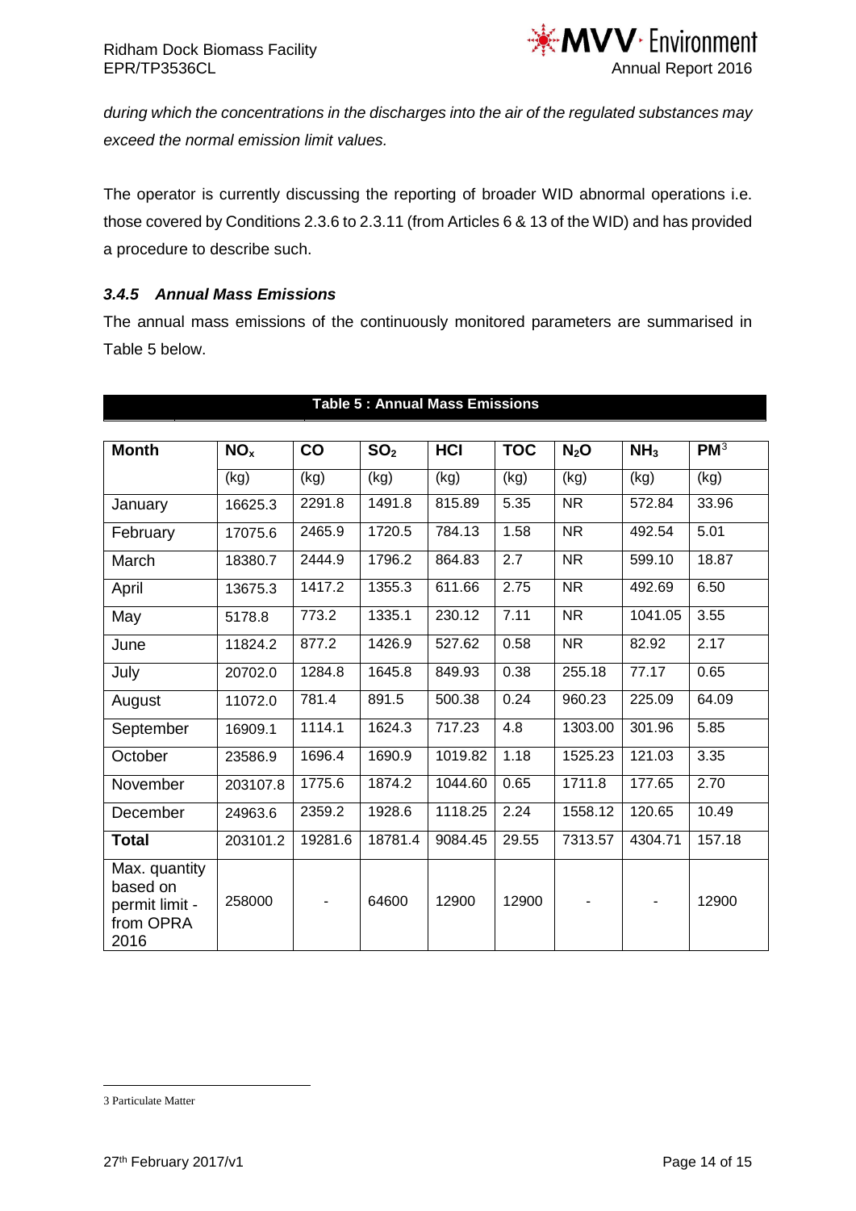*during which the concentrations in the discharges into the air of the regulated substances may exceed the normal emission limit values.*

The operator is currently discussing the reporting of broader WID abnormal operations i.e. those covered by Conditions 2.3.6 to 2.3.11 (from Articles 6 & 13 of the WID) and has provided a procedure to describe such.

### *3.4.5 Annual Mass Emissions*

The annual mass emissions of the continuously monitored parameters are summarised in Table 5 below.

**Table 5 : Annual Mass Emissions**

| Month | $NO_x$ | CO | $SO_2$ | HCl | TOC | $N_2O$ | $NH_3$ | PM[3] |
|---|---|---|---|---|---|---|---|---|
| | (kg) | (kg) | (kg) | (kg) | (kg) | (kg) | (kg) | (kg) |
| January | 16625.3 | 2291.8 | 1491.8 | 815.89 | 5.35 | NR | 572.84 | 33.96 |
| February | 17075.6 | 2465.9 | 1720.5 | 784.13 | 1.58 | NR | 492.54 | 5.01 |
| March | 18380.7 | 2444.9 | 1796.2 | 864.83 | 2.7 | NR | 599.10 | 18.87 |
| April | 13675.3 | 1417.2 | 1355.3 | 611.66 | 2.75 | NR | 492.69 | 6.50 |
| May | 5178.8 | 773.2 | 1335.1 | 230.12 | 7.11 | NR | 1041.05 | 3.55 |
| June | 11824.2 | 877.2 | 1426.9 | 527.62 | 0.58 | NR | 82.92 | 2.17 |
| July | 20702.0 | 1284.8 | 1645.8 | 849.93 | 0.38 | 255.18 | 77.17 | 0.65 |
| August | 11072.0 | 781.4 | 891.5 | 500.38 | 0.24 | 960.23 | 225.09 | 64.09 |
| September | 16909.1 | 1114.1 | 1624.3 | 717.23 | 4.8 | 1303.00 | 301.96 | 5.85 |
| October | 23586.9 | 1696.4 | 1690.9 | 1019.82 | 1.18 | 1525.23 | 121.03 | 3.35 |
| November | 203107.8 | 1775.6 | 1874.2 | 1044.60 | 0.65 | 1711.8 | 177.65 | 2.70 |
| December | 24963.6 | 2359.2 | 1928.6 | 1118.25 | 2.24 | 1558.12 | 120.65 | 10.49 |
| **Total** | 203101.2 | 19281.6 | 18781.4 | 9084.45 | 29.55 | 7313.57 | 4304.71 | 157.18 |
| Max. quantity based on permit limit - from OPRA 2016 | 258000 | - | 64600 | 12900 | 12900 | - | - | 12900 |

3 Particulate Matter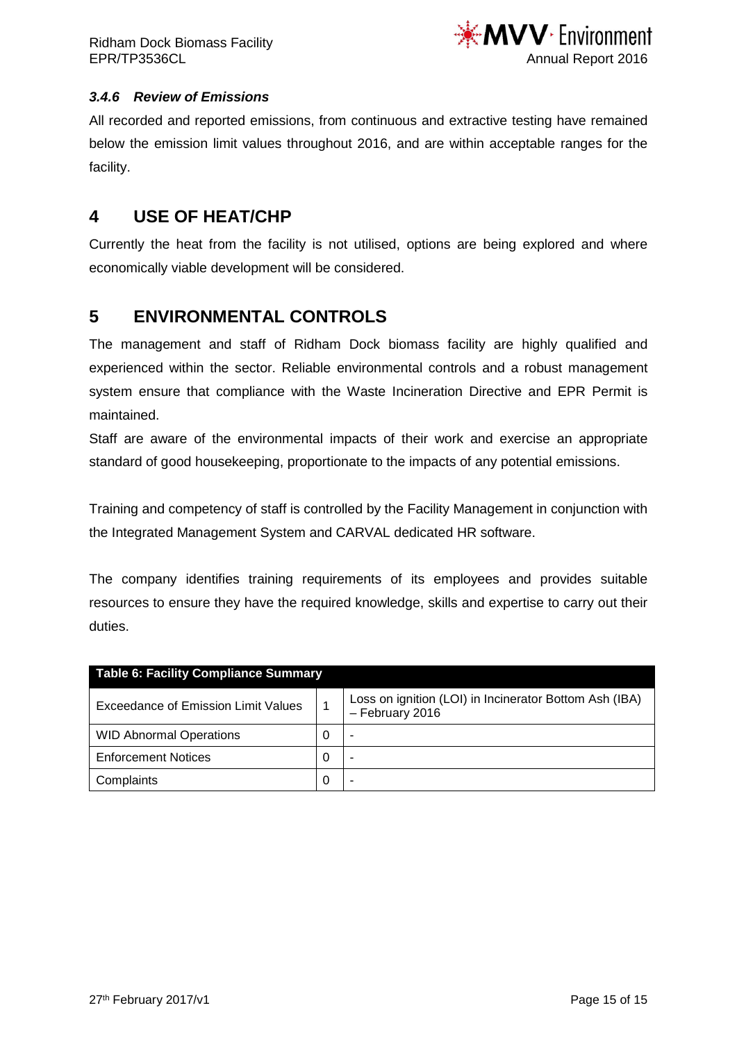#### *3.4.6 Review of Emissions*

All recorded and reported emissions, from continuous and extractive testing have remained below the emission limit values throughout 2016, and are within acceptable ranges for the facility.

## 4 USE OF HEAT/CHP

Currently the heat from the facility is not utilised, options are being explored and where economically viable development will be considered.

## 5 ENVIRONMENTAL CONTROLS

The management and staff of Ridham Dock biomass facility are highly qualified and experienced within the sector. Reliable environmental controls and a robust management system ensure that compliance with the Waste Incineration Directive and EPR Permit is maintained.

Staff are aware of the environmental impacts of their work and exercise an appropriate standard of good housekeeping, proportionate to the impacts of any potential emissions.

Training and competency of staff is controlled by the Facility Management in conjunction with the Integrated Management System and CARVAL dedicated HR software.

The company identifies training requirements of its employees and provides suitable resources to ensure they have the required knowledge, skills and expertise to carry out their duties.

| Table 6: Facility Compliance Summary | | |
|---|---|---|
| Exceedance of Emission Limit Values | 1 | Loss on ignition (LOI) in Incinerator Bottom Ash (IBA) – February 2016 |
| WID Abnormal Operations | 0 | - |
| Enforcement Notices | 0 | - |
| Complaints | 0 | - |